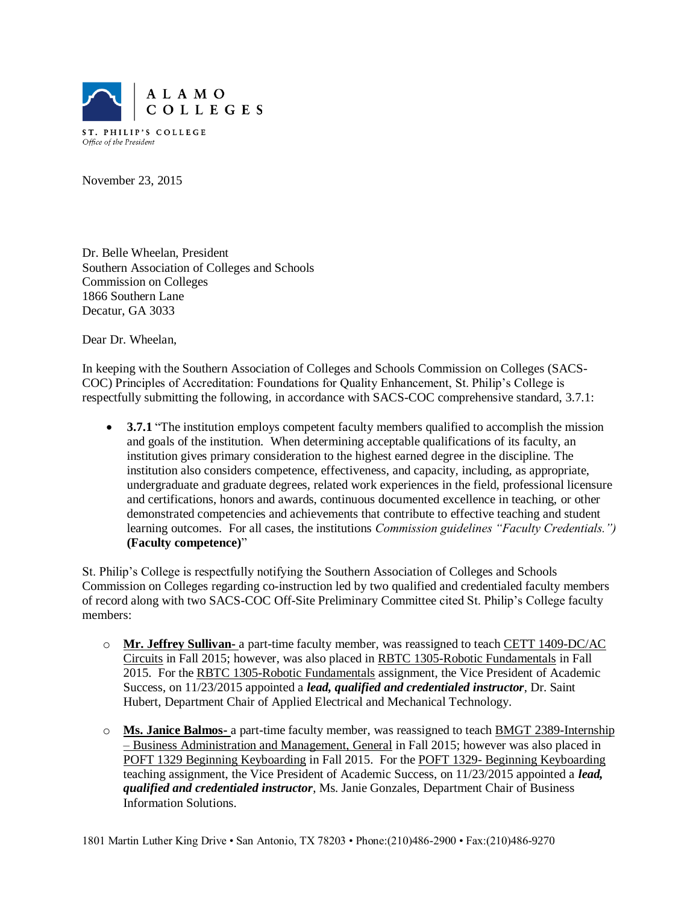ALAMO COLLEGES

ST. PHILIP'S COLLEGE
*Office of the President*

November 23, 2015

Dr. Belle Wheelan, President
Southern Association of Colleges and Schools
Commission on Colleges
1866 Southern Lane
Decatur, GA 3033

Dear Dr. Wheelan,

In keeping with the Southern Association of Colleges and Schools Commission on Colleges (SACS-COC) Principles of Accreditation: Foundations for Quality Enhancement, St. Philip's College is respectfully submitting the following, in accordance with SACS-COC comprehensive standard, 3.7.1:

- **3.7.1** "The institution employs competent faculty members qualified to accomplish the mission and goals of the institution. When determining acceptable qualifications of its faculty, an institution gives primary consideration to the highest earned degree in the discipline. The institution also considers competence, effectiveness, and capacity, including, as appropriate, undergraduate and graduate degrees, related work experiences in the field, professional licensure and certifications, honors and awards, continuous documented excellence in teaching, or other demonstrated competencies and achievements that contribute to effective teaching and student learning outcomes. For all cases, the institutions *Commission guidelines "Faculty Credentials.")* **(Faculty competence)**"

St. Philip's College is respectfully notifying the Southern Association of Colleges and Schools Commission on Colleges regarding co-instruction led by two qualified and credentialed faculty members of record along with two SACS-COC Off-Site Preliminary Committee cited St. Philip's College faculty members:

- **Mr. Jeffrey Sullivan-** a part-time faculty member, was reassigned to teach CETT 1409-DC/AC Circuits in Fall 2015; however, was also placed in RBTC 1305-Robotic Fundamentals in Fall 2015. For the RBTC 1305-Robotic Fundamentals assignment, the Vice President of Academic Success, on 11/23/2015 appointed a ***lead, qualified and credentialed instructor***, Dr. Saint Hubert, Department Chair of Applied Electrical and Mechanical Technology.

- **Ms. Janice Balmos-** a part-time faculty member, was reassigned to teach BMGT 2389-Internship – Business Administration and Management, General in Fall 2015; however was also placed in POFT 1329 Beginning Keyboarding in Fall 2015. For the POFT 1329- Beginning Keyboarding teaching assignment, the Vice President of Academic Success, on 11/23/2015 appointed a ***lead, qualified and credentialed instructor***, Ms. Janie Gonzales, Department Chair of Business Information Solutions.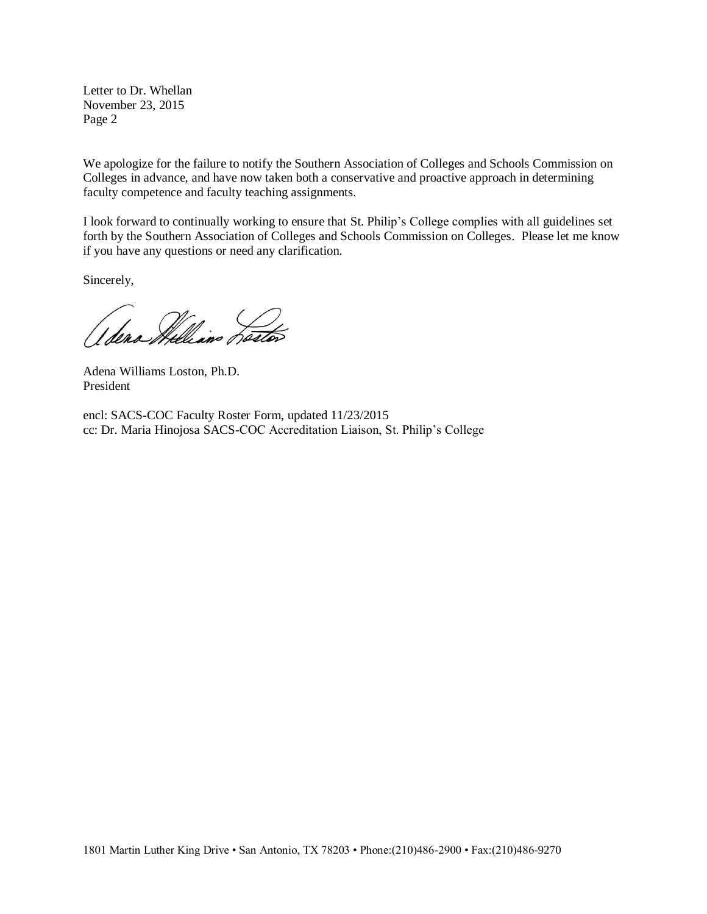Letter to Dr. Whellan
November 23, 2015
Page 2

We apologize for the failure to notify the Southern Association of Colleges and Schools Commission on Colleges in advance, and have now taken both a conservative and proactive approach in determining faculty competence and faculty teaching assignments.

I look forward to continually working to ensure that St. Philip's College complies with all guidelines set forth by the Southern Association of Colleges and Schools Commission on Colleges. Please let me know if you have any questions or need any clarification.

Sincerely,

Adena Williams Loston, Ph.D.
President

encl: SACS-COC Faculty Roster Form, updated 11/23/2015
cc: Dr. Maria Hinojosa SACS-COC Accreditation Liaison, St. Philip's College